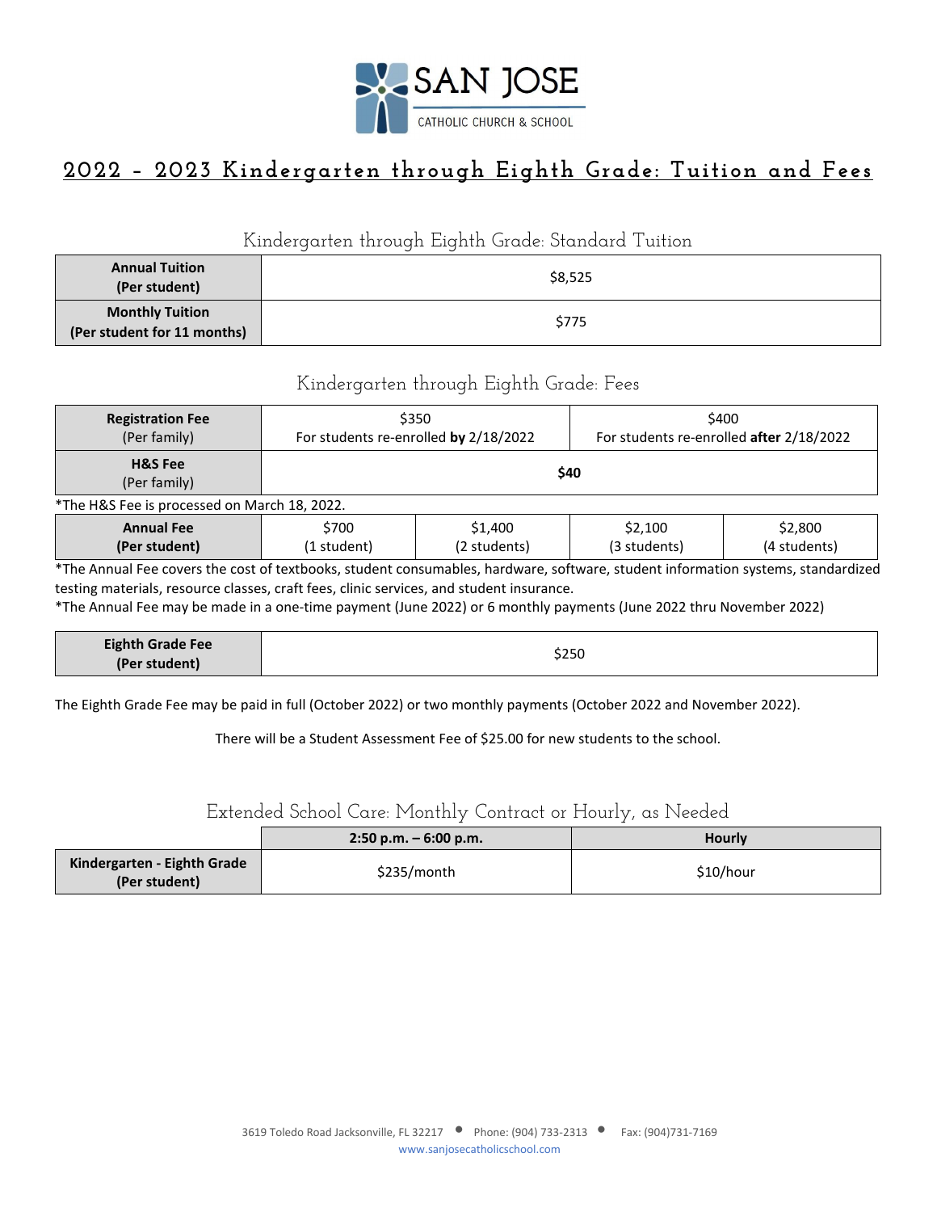SAN JOSE
CATHOLIC CHURCH & SCHOOL

# 2022 – 2023 Kindergarten through Eighth Grade: Tuition and Fees

## Kindergarten through Eighth Grade: Standard Tuition

| | |
|---|---|
| **Annual Tuition (Per student)** | $8,525 |
| **Monthly Tuition (Per student for 11 months)** | $775 |

## Kindergarten through Eighth Grade: Fees

| | | |
|---|---|---|
| **Registration Fee** (Per family) | $350 For students re-enrolled **by** 2/18/2022 | $400 For students re-enrolled **after** 2/18/2022 |
| **H&S Fee** (Per family) | **$40** | |

*The H&S Fee is processed on March 18, 2022.

| | | | | |
|---|---|---|---|---|
| **Annual Fee (Per student)** | $700 (1 student) | $1,400 (2 students) | $2,100 (3 students) | $2,800 (4 students) |

*The Annual Fee covers the cost of textbooks, student consumables, hardware, software, student information systems, standardized testing materials, resource classes, craft fees, clinic services, and student insurance.

*The Annual Fee may be made in a one-time payment (June 2022) or 6 monthly payments (June 2022 thru November 2022)

| | |
|---|---|
| **Eighth Grade Fee (Per student)** | $250 |

The Eighth Grade Fee may be paid in full (October 2022) or two monthly payments (October 2022 and November 2022).

There will be a Student Assessment Fee of $25.00 for new students to the school.

## Extended School Care: Monthly Contract or Hourly, as Needed

| | **2:50 p.m. – 6:00 p.m.** | **Hourly** |
|---|---|---|
| **Kindergarten - Eighth Grade (Per student)** | $235/month | $10/hour |

3619 Toledo Road Jacksonville, FL 32217 • Phone: (904) 733-2313 • Fax: (904)731-7169
www.sanjosecatholicschool.com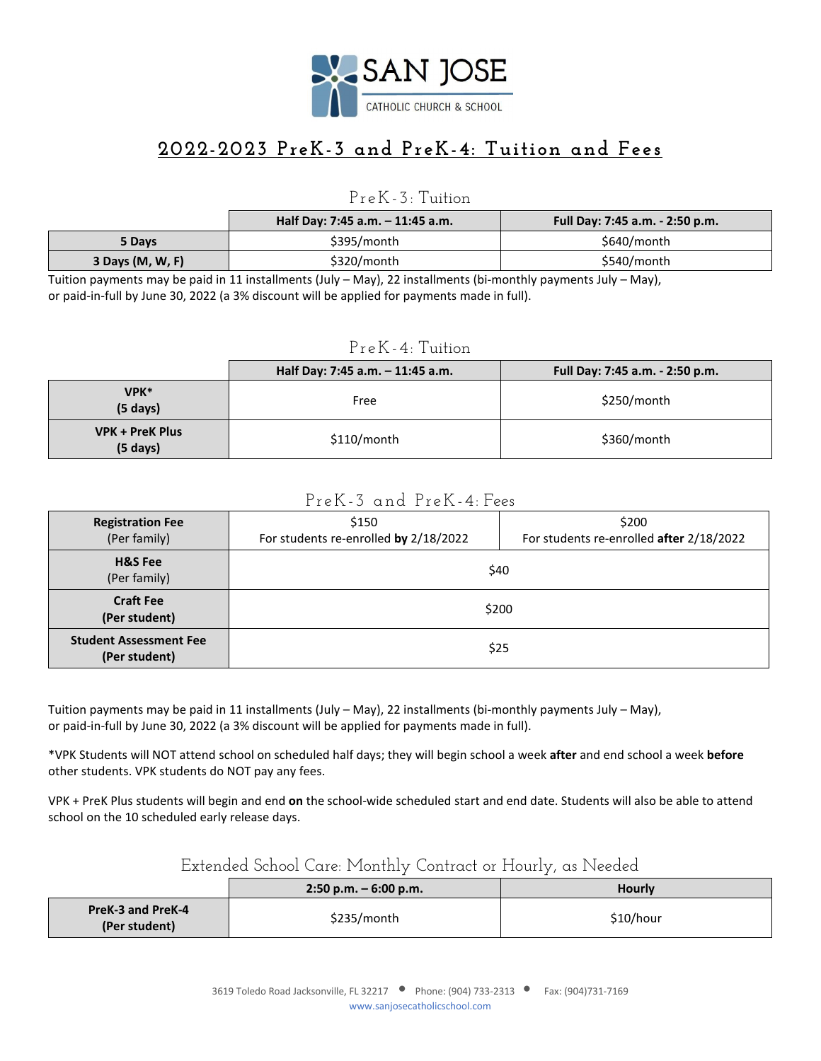# SAN JOSE

CATHOLIC CHURCH & SCHOOL

## 2022-2023 PreK-3 and PreK-4: Tuition and Fees

### PreK-3: Tuition

| | Half Day: 7:45 a.m. – 11:45 a.m. | Full Day: 7:45 a.m. - 2:50 p.m. |
|---|---|---|
| **5 Days** | $395/month | $640/month |
| **3 Days (M, W, F)** | $320/month | $540/month |

Tuition payments may be paid in 11 installments (July – May), 22 installments (bi-monthly payments July – May), or paid-in-full by June 30, 2022 (a 3% discount will be applied for payments made in full).

### PreK-4: Tuition

| | Half Day: 7:45 a.m. – 11:45 a.m. | Full Day: 7:45 a.m. - 2:50 p.m. |
|---|---|---|
| **VPK*** **(5 days)** | Free | $250/month |
| **VPK + PreK Plus (5 days)** | $110/month | $360/month |

### PreK-3 and PreK-4: Fees

| | | |
|---|---|---|
| **Registration Fee** (Per family) | $150 For students re-enrolled **by** 2/18/2022 | $200 For students re-enrolled **after** 2/18/2022 |
| **H&S Fee** (Per family) | $40 | |
| **Craft Fee (Per student)** | $200 | |
| **Student Assessment Fee (Per student)** | $25 | |

Tuition payments may be paid in 11 installments (July – May), 22 installments (bi-monthly payments July – May), or paid-in-full by June 30, 2022 (a 3% discount will be applied for payments made in full).

*VPK Students will NOT attend school on scheduled half days; they will begin school a week **after** and end school a week **before** other students. VPK students do NOT pay any fees.

VPK + PreK Plus students will begin and end **on** the school-wide scheduled start and end date. Students will also be able to attend school on the 10 scheduled early release days.

### Extended School Care: Monthly Contract or Hourly, as Needed

| | 2:50 p.m. – 6:00 p.m. | Hourly |
|---|---|---|
| **PreK-3 and PreK-4 (Per student)** | $235/month | $10/hour |

3619 Toledo Road Jacksonville, FL 32217 • Phone: (904) 733-2313 • Fax: (904)731-7169
www.sanjosecatholicschool.com